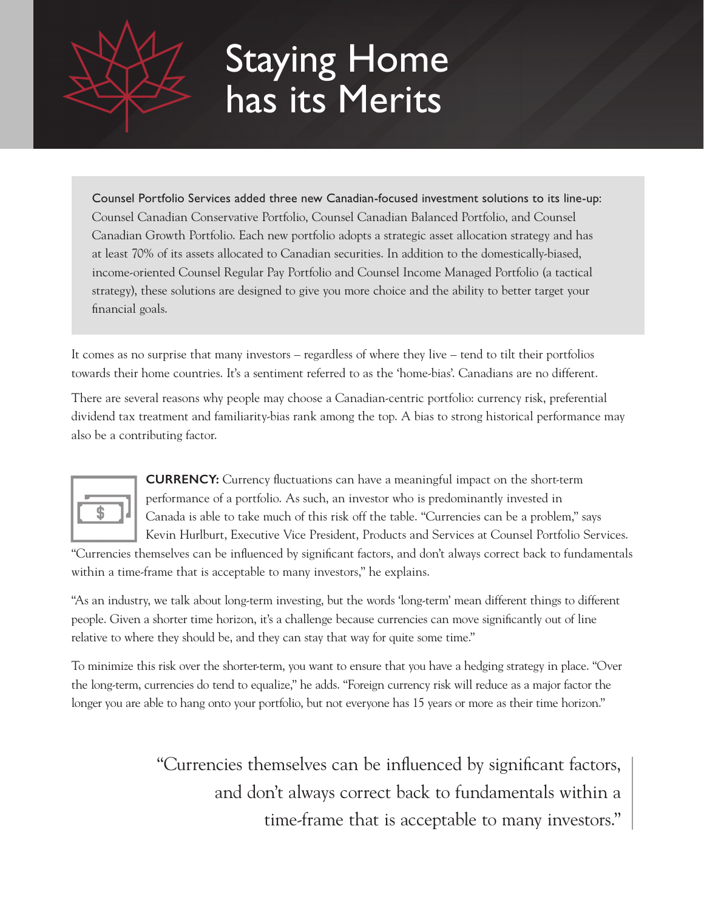# Staying Home has its Merits

Counsel Portfolio Services added three new Canadian-focused investment solutions to its line-up: Counsel Canadian Conservative Portfolio, Counsel Canadian Balanced Portfolio, and Counsel Canadian Growth Portfolio. Each new portfolio adopts a strategic asset allocation strategy and has at least 70% of its assets allocated to Canadian securities. In addition to the domestically-biased, income-oriented Counsel Regular Pay Portfolio and Counsel Income Managed Portfolio (a tactical strategy), these solutions are designed to give you more choice and the ability to better target your financial goals.

It comes as no surprise that many investors – regardless of where they live – tend to tilt their portfolios towards their home countries. It's a sentiment referred to as the 'home-bias'. Canadians are no different.

There are several reasons why people may choose a Canadian-centric portfolio: currency risk, preferential dividend tax treatment and familiarity-bias rank among the top. A bias to strong historical performance may also be a contributing factor.

**CURRENCY:** Currency fluctuations can have a meaningful impact on the short-term performance of a portfolio. As such, an investor who is predominantly invested in Canada is able to take much of this risk off the table. "Currencies can be a problem," says Kevin Hurlburt, Executive Vice President, Products and Services at Counsel Portfolio Services. "Currencies themselves can be influenced by significant factors, and don't always correct back to fundamentals within a time-frame that is acceptable to many investors," he explains.

"As an industry, we talk about long-term investing, but the words 'long-term' mean different things to different people. Given a shorter time horizon, it's a challenge because currencies can move significantly out of line relative to where they should be, and they can stay that way for quite some time."

To minimize this risk over the shorter-term, you want to ensure that you have a hedging strategy in place. "Over the long-term, currencies do tend to equalize," he adds. "Foreign currency risk will reduce as a major factor the longer you are able to hang onto your portfolio, but not everyone has 15 years or more as their time horizon."

> "Currencies themselves can be influenced by significant factors, and don't always correct back to fundamentals within a time-frame that is acceptable to many investors."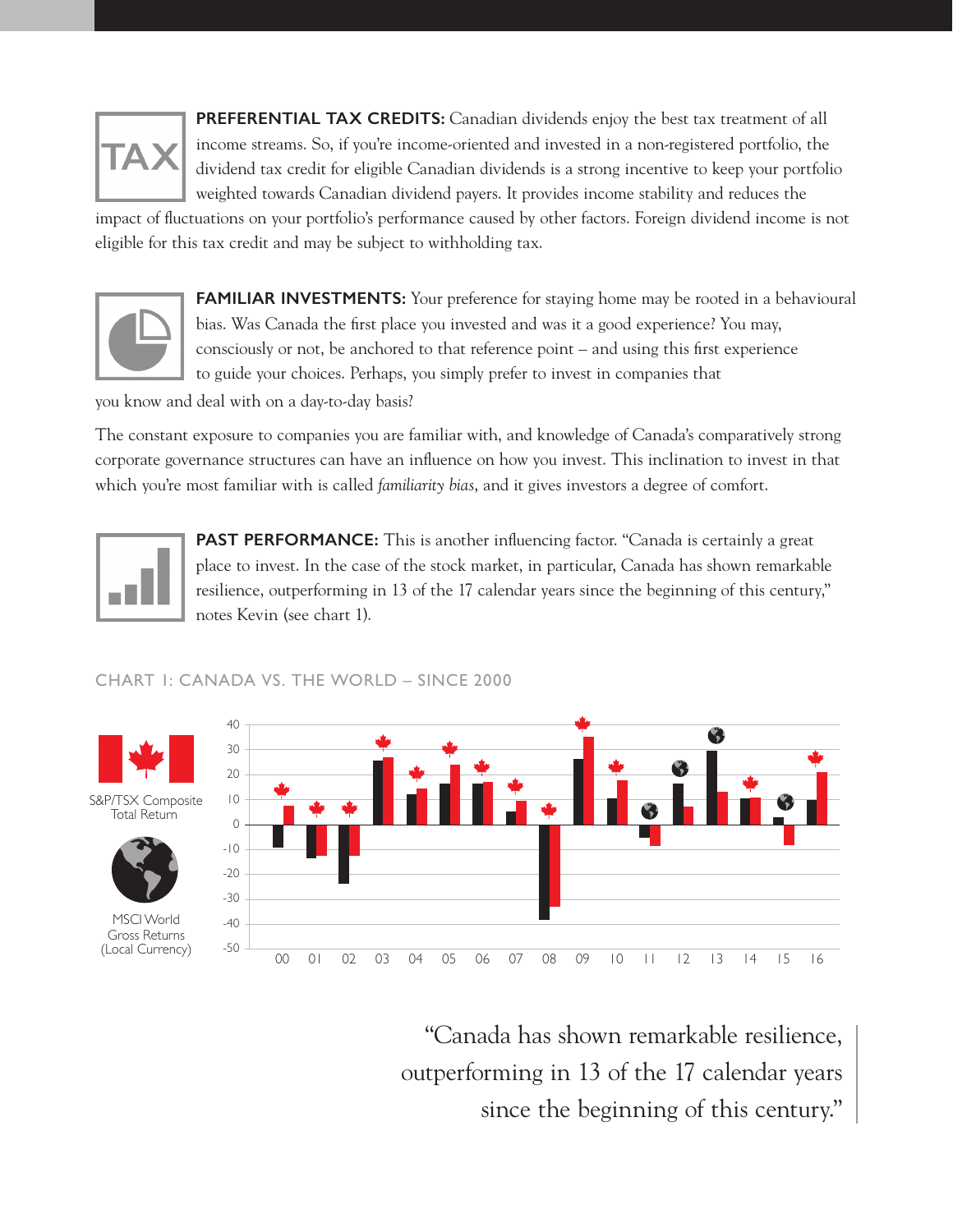**PREFERENTIAL TAX CREDITS:** Canadian dividends enjoy the best tax treatment of all income streams. So, if you're income-oriented and invested in a non-registered portfolio, the dividend tax credit for eligible Canadian dividends is a strong incentive to keep your portfolio weighted towards Canadian dividend payers. It provides income stability and reduces the impact of fluctuations on your portfolio's performance caused by other factors. Foreign dividend income is not eligible for this tax credit and may be subject to withholding tax.

**FAMILIAR INVESTMENTS:** Your preference for staying home may be rooted in a behavioural bias. Was Canada the first place you invested and was it a good experience? You may, consciously or not, be anchored to that reference point – and using this first experience to guide your choices. Perhaps, you simply prefer to invest in companies that you know and deal with on a day-to-day basis?

The constant exposure to companies you are familiar with, and knowledge of Canada's comparatively strong corporate governance structures can have an influence on how you invest. This inclination to invest in that which you're most familiar with is called *familiarity bias*, and it gives investors a degree of comfort.

**PAST PERFORMANCE:** This is another influencing factor. "Canada is certainly a great place to invest. In the case of the stock market, in particular, Canada has shown remarkable resilience, outperforming in 13 of the 17 calendar years since the beginning of this century," notes Kevin (see chart 1).

CHART 1: CANADA VS. THE WORLD – SINCE 2000

S&P/TSX Composite Total Return

MSCI World Gross Returns (Local Currency)

"Canada has shown remarkable resilience, outperforming in 13 of the 17 calendar years since the beginning of this century."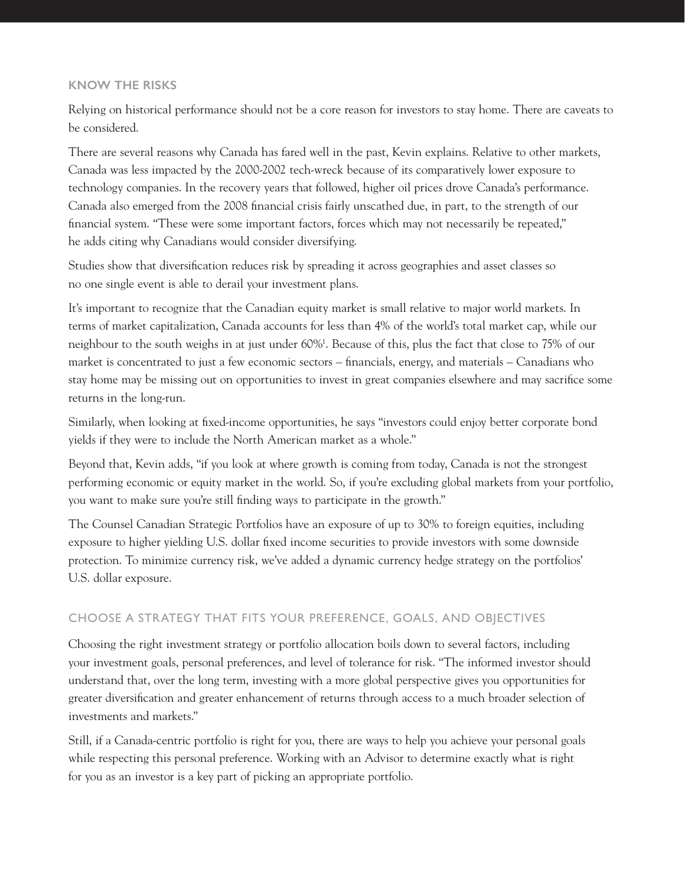## KNOW THE RISKS

Relying on historical performance should not be a core reason for investors to stay home. There are caveats to be considered.

There are several reasons why Canada has fared well in the past, Kevin explains. Relative to other markets, Canada was less impacted by the 2000-2002 tech-wreck because of its comparatively lower exposure to technology companies. In the recovery years that followed, higher oil prices drove Canada's performance. Canada also emerged from the 2008 financial crisis fairly unscathed due, in part, to the strength of our financial system. "These were some important factors, forces which may not necessarily be repeated," he adds citing why Canadians would consider diversifying.

Studies show that diversification reduces risk by spreading it across geographies and asset classes so no one single event is able to derail your investment plans.

It's important to recognize that the Canadian equity market is small relative to major world markets. In terms of market capitalization, Canada accounts for less than 4% of the world's total market cap, while our neighbour to the south weighs in at just under 60%[1]. Because of this, plus the fact that close to 75% of our market is concentrated to just a few economic sectors – financials, energy, and materials – Canadians who stay home may be missing out on opportunities to invest in great companies elsewhere and may sacrifice some returns in the long-run.

Similarly, when looking at fixed-income opportunities, he says "investors could enjoy better corporate bond yields if they were to include the North American market as a whole."

Beyond that, Kevin adds, "if you look at where growth is coming from today, Canada is not the strongest performing economic or equity market in the world. So, if you're excluding global markets from your portfolio, you want to make sure you're still finding ways to participate in the growth."

The Counsel Canadian Strategic Portfolios have an exposure of up to 30% to foreign equities, including exposure to higher yielding U.S. dollar fixed income securities to provide investors with some downside protection. To minimize currency risk, we've added a dynamic currency hedge strategy on the portfolios' U.S. dollar exposure.

## CHOOSE A STRATEGY THAT FITS YOUR PREFERENCE, GOALS, AND OBJECTIVES

Choosing the right investment strategy or portfolio allocation boils down to several factors, including your investment goals, personal preferences, and level of tolerance for risk. "The informed investor should understand that, over the long term, investing with a more global perspective gives you opportunities for greater diversification and greater enhancement of returns through access to a much broader selection of investments and markets."

Still, if a Canada-centric portfolio is right for you, there are ways to help you achieve your personal goals while respecting this personal preference. Working with an Advisor to determine exactly what is right for you as an investor is a key part of picking an appropriate portfolio.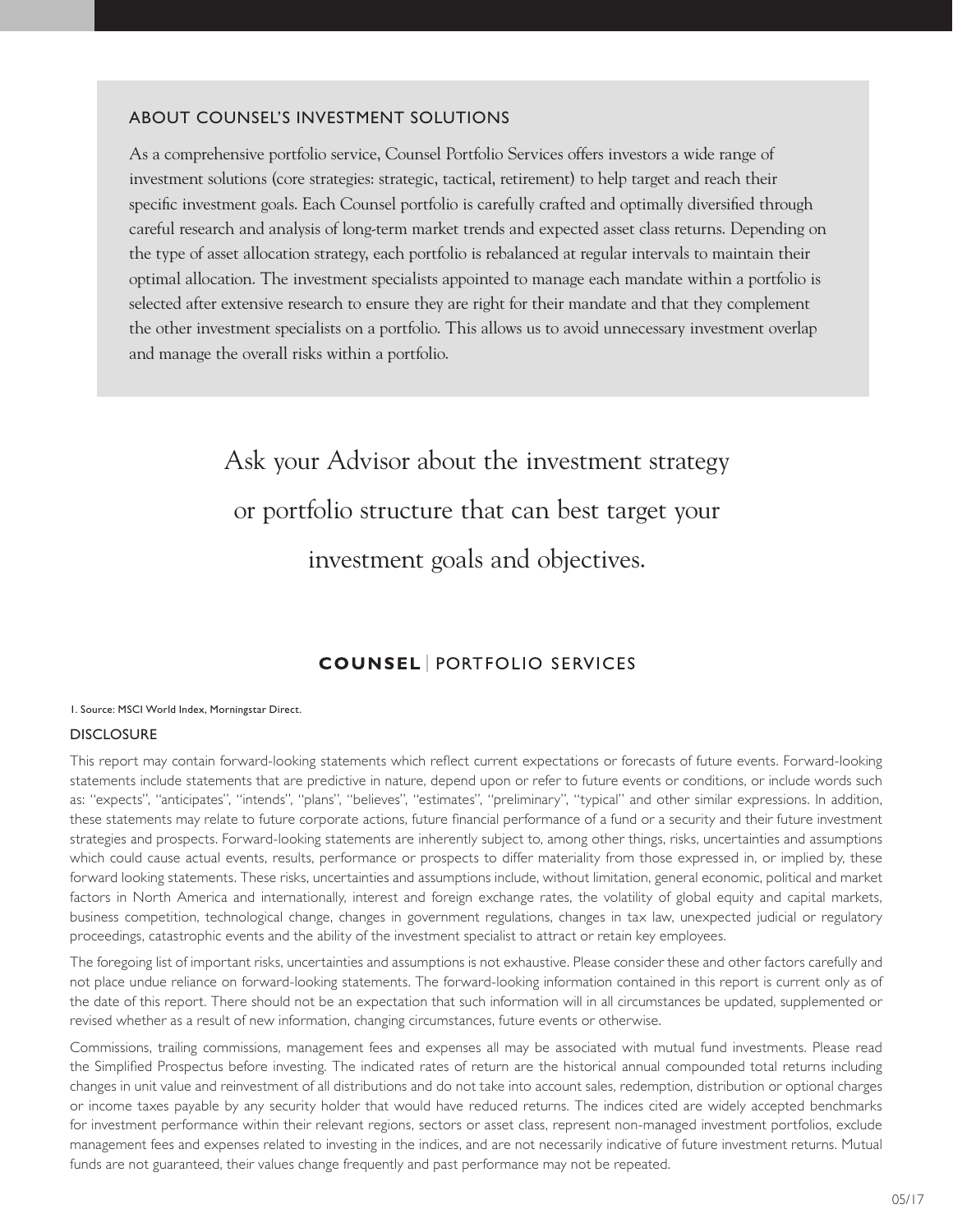## ABOUT COUNSEL'S INVESTMENT SOLUTIONS

As a comprehensive portfolio service, Counsel Portfolio Services offers investors a wide range of investment solutions (core strategies: strategic, tactical, retirement) to help target and reach their specific investment goals. Each Counsel portfolio is carefully crafted and optimally diversified through careful research and analysis of long-term market trends and expected asset class returns. Depending on the type of asset allocation strategy, each portfolio is rebalanced at regular intervals to maintain their optimal allocation. The investment specialists appointed to manage each mandate within a portfolio is selected after extensive research to ensure they are right for their mandate and that they complement the other investment specialists on a portfolio. This allows us to avoid unnecessary investment overlap and manage the overall risks within a portfolio.

Ask your Advisor about the investment strategy or portfolio structure that can best target your investment goals and objectives.

**COUNSEL** | PORTFOLIO SERVICES

1. Source: MSCI World Index, Morningstar Direct.

### DISCLOSURE

This report may contain forward-looking statements which reflect current expectations or forecasts of future events. Forward-looking statements include statements that are predictive in nature, depend upon or refer to future events or conditions, or include words such as: "expects", "anticipates", "intends", "plans", "believes", "estimates", "preliminary", "typical" and other similar expressions. In addition, these statements may relate to future corporate actions, future financial performance of a fund or a security and their future investment strategies and prospects. Forward-looking statements are inherently subject to, among other things, risks, uncertainties and assumptions which could cause actual events, results, performance or prospects to differ materiality from those expressed in, or implied by, these forward looking statements. These risks, uncertainties and assumptions include, without limitation, general economic, political and market factors in North America and internationally, interest and foreign exchange rates, the volatility of global equity and capital markets, business competition, technological change, changes in government regulations, changes in tax law, unexpected judicial or regulatory proceedings, catastrophic events and the ability of the investment specialist to attract or retain key employees.

The foregoing list of important risks, uncertainties and assumptions is not exhaustive. Please consider these and other factors carefully and not place undue reliance on forward-looking statements. The forward-looking information contained in this report is current only as of the date of this report. There should not be an expectation that such information will in all circumstances be updated, supplemented or revised whether as a result of new information, changing circumstances, future events or otherwise.

Commissions, trailing commissions, management fees and expenses all may be associated with mutual fund investments. Please read the Simplified Prospectus before investing. The indicated rates of return are the historical annual compounded total returns including changes in unit value and reinvestment of all distributions and do not take into account sales, redemption, distribution or optional charges or income taxes payable by any security holder that would have reduced returns. The indices cited are widely accepted benchmarks for investment performance within their relevant regions, sectors or asset class, represent non-managed investment portfolios, exclude management fees and expenses related to investing in the indices, and are not necessarily indicative of future investment returns. Mutual funds are not guaranteed, their values change frequently and past performance may not be repeated.

05/17